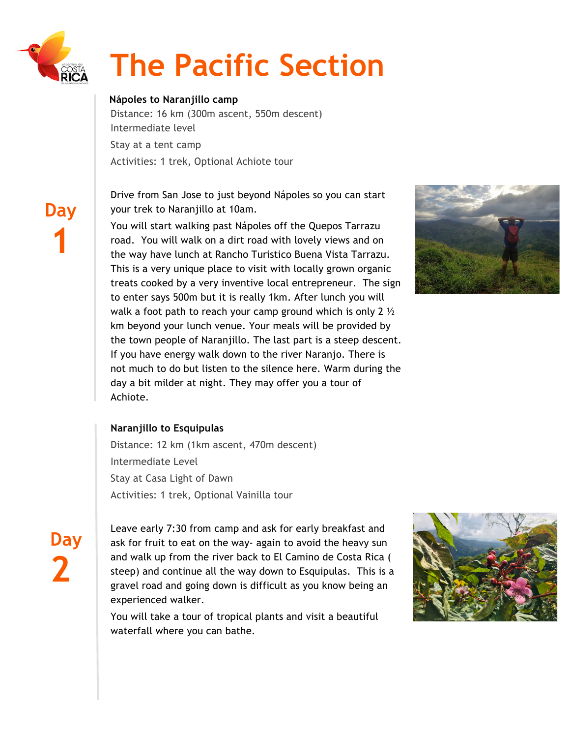# The Pacific Section

## Day 1

**Nápoles to Naranjillo camp**

Distance: 16 km (300m ascent, 550m descent)

Intermediate level

Stay at a tent camp

Activities: 1 trek, Optional Achiote tour

Drive from San Jose to just beyond Nápoles so you can start your trek to Naranjillo at 10am.

You will start walking past Nápoles off the Quepos Tarrazu road. You will walk on a dirt road with lovely views and on the way have lunch at Rancho Turistico Buena Vista Tarrazu. This is a very unique place to visit with locally grown organic treats cooked by a very inventive local entrepreneur. The sign to enter says 500m but it is really 1km. After lunch you will walk a foot path to reach your camp ground which is only 2 ½ km beyond your lunch venue. Your meals will be provided by the town people of Naranjillo. The last part is a steep descent. If you have energy walk down to the river Naranjo. There is not much to do but listen to the silence here. Warm during the day a bit milder at night. They may offer you a tour of Achiote.

## Day 2

**Naranjillo to Esquipulas**

Distance: 12 km (1km ascent, 470m descent)

Intermediate Level

Stay at Casa Light of Dawn

Activities: 1 trek, Optional Vainilla tour

Leave early 7:30 from camp and ask for early breakfast and ask for fruit to eat on the way- again to avoid the heavy sun and walk up from the river back to El Camino de Costa Rica ( steep) and continue all the way down to Esquipulas. This is a gravel road and going down is difficult as you know being an experienced walker.

You will take a tour of tropical plants and visit a beautiful waterfall where you can bathe.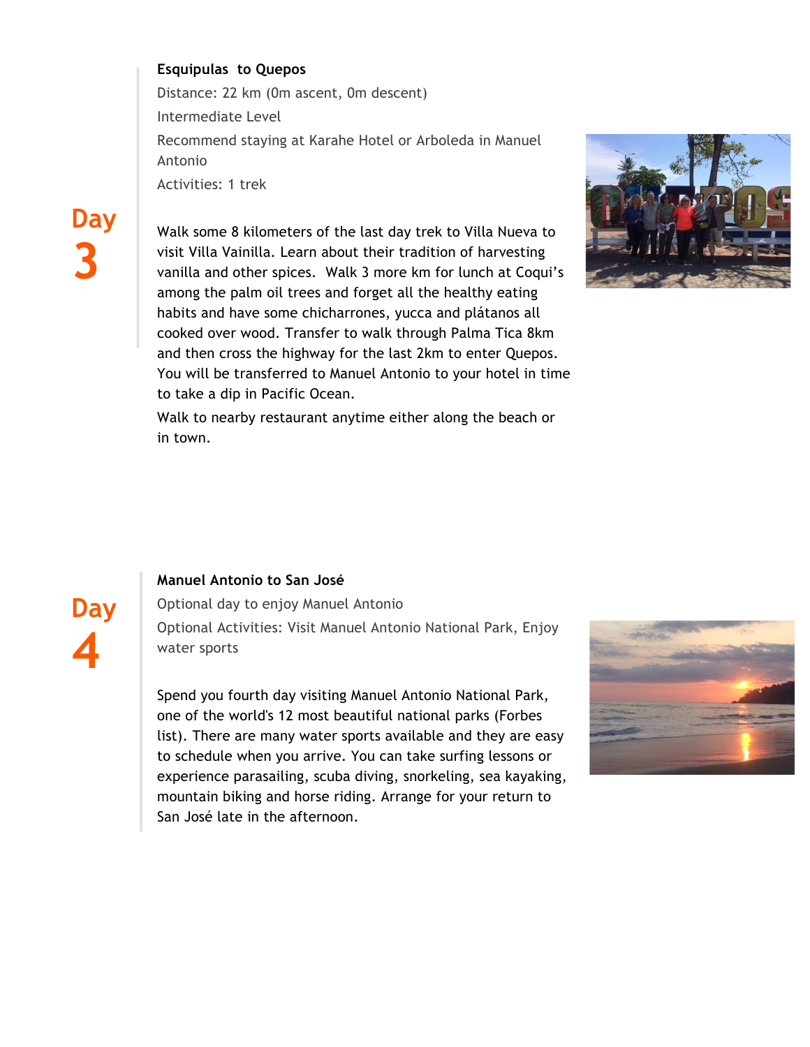## Day 3

**Esquipulas  to Quepos**

Distance: 22 km (0m ascent, 0m descent)

Intermediate Level

Recommend staying at Karahe Hotel or Arboleda in Manuel Antonio

Activities: 1 trek

Walk some 8 kilometers of the last day trek to Villa Nueva to visit Villa Vainilla. Learn about their tradition of harvesting vanilla and other spices.  Walk 3 more km for lunch at Coqui's among the palm oil trees and forget all the healthy eating habits and have some chicharrones, yucca and plátanos all cooked over wood. Transfer to walk through Palma Tica 8km and then cross the highway for the last 2km to enter Quepos. You will be transferred to Manuel Antonio to your hotel in time to take a dip in Pacific Ocean.

Walk to nearby restaurant anytime either along the beach or in town.

## Day 4

**Manuel Antonio to San José**

Optional day to enjoy Manuel Antonio

Optional Activities: Visit Manuel Antonio National Park, Enjoy water sports

Spend you fourth day visiting Manuel Antonio National Park, one of the world's 12 most beautiful national parks (Forbes list). There are many water sports available and they are easy to schedule when you arrive. You can take surfing lessons or experience parasailing, scuba diving, snorkeling, sea kayaking, mountain biking and horse riding. Arrange for your return to San José late in the afternoon.